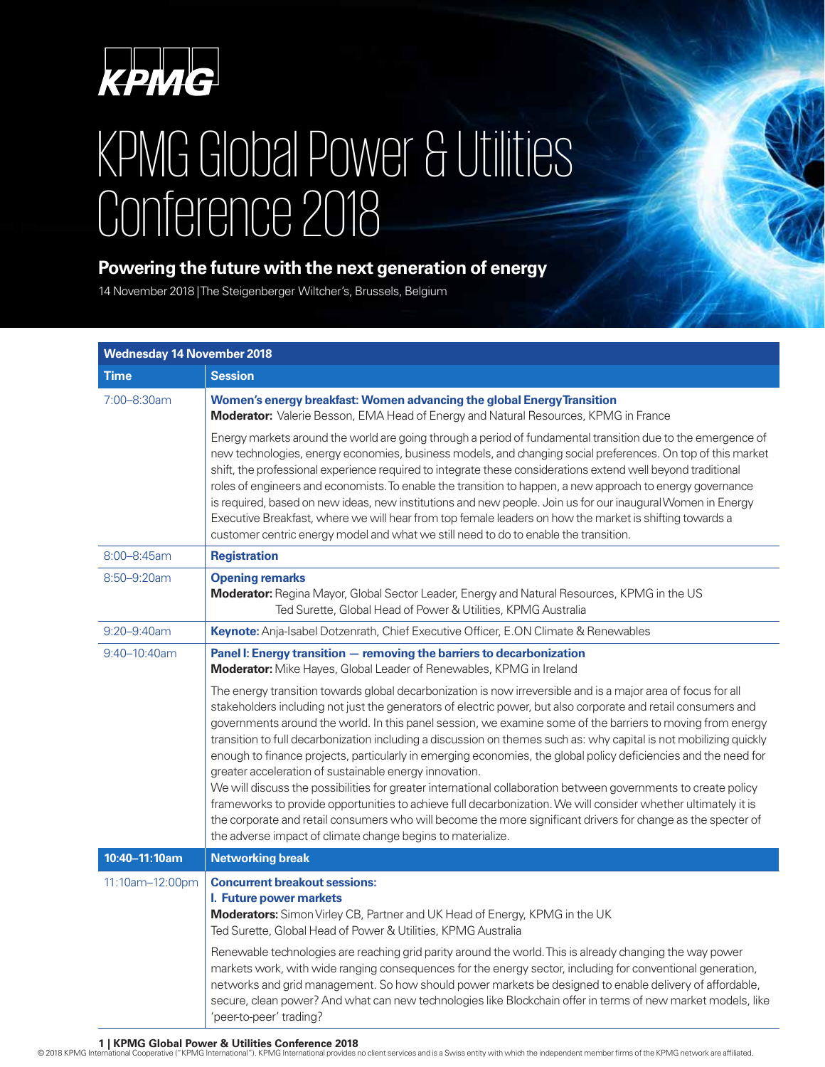KPMG

# KPMG Global Power & Utilities Conference 2018

## Powering the future with the next generation of energy

14 November 2018 | The Steigenberger Wiltcher's, Brussels, Belgium

| Wednesday 14 November 2018 | |
|---|---|
| **Time** | **Session** |
| 7:00–8:30am | **Women's energy breakfast: Women advancing the global Energy Transition**<br>**Moderator:** Valerie Besson, EMA Head of Energy and Natural Resources, KPMG in France<br><br>Energy markets around the world are going through a period of fundamental transition due to the emergence of new technologies, energy economies, business models, and changing social preferences. On top of this market shift, the professional experience required to integrate these considerations extend well beyond traditional roles of engineers and economists. To enable the transition to happen, a new approach to energy governance is required, based on new ideas, new institutions and new people. Join us for our inaugural Women in Energy Executive Breakfast, where we will hear from top female leaders on how the market is shifting towards a customer centric energy model and what we still need to do to enable the transition. |
| 8:00–8:45am | **Registration** |
| 8:50–9:20am | **Opening remarks**<br>**Moderator:** Regina Mayor, Global Sector Leader, Energy and Natural Resources, KPMG in the US<br>Ted Surette, Global Head of Power & Utilities, KPMG Australia |
| 9:20–9:40am | **Keynote:** Anja-Isabel Dotzenrath, Chief Executive Officer, E.ON Climate & Renewables |
| 9:40–10:40am | **Panel I: Energy transition — removing the barriers to decarbonization**<br>**Moderator:** Mike Hayes, Global Leader of Renewables, KPMG in Ireland<br><br>The energy transition towards global decarbonization is now irreversible and is a major area of focus for all stakeholders including not just the generators of electric power, but also corporate and retail consumers and governments around the world. In this panel session, we examine some of the barriers to moving from energy transition to full decarbonization including a discussion on themes such as: why capital is not mobilizing quickly enough to finance projects, particularly in emerging economies, the global policy deficiencies and the need for greater acceleration of sustainable energy innovation.<br>We will discuss the possibilities for greater international collaboration between governments to create policy frameworks to provide opportunities to achieve full decarbonization. We will consider whether ultimately it is the corporate and retail consumers who will become the more significant drivers for change as the specter of the adverse impact of climate change begins to materialize. |
| **10:40–11:10am** | **Networking break** |
| 11:10am–12:00pm | **Concurrent breakout sessions:**<br>**I. Future power markets**<br>**Moderators:** Simon Virley CB, Partner and UK Head of Energy, KPMG in the UK<br>Ted Surette, Global Head of Power & Utilities, KPMG Australia<br><br>Renewable technologies are reaching grid parity around the world. This is already changing the way power markets work, with wide ranging consequences for the energy sector, including for conventional generation, networks and grid management. So how should power markets be designed to enable delivery of affordable, secure, clean power? And what can new technologies like Blockchain offer in terms of new market models, like 'peer-to-peer' trading? |

© 2018 KPMG International Cooperative ("KPMG International"). KPMG International provides no client services and is a Swiss entity with which the independent member firms of the KPMG network are affiliated.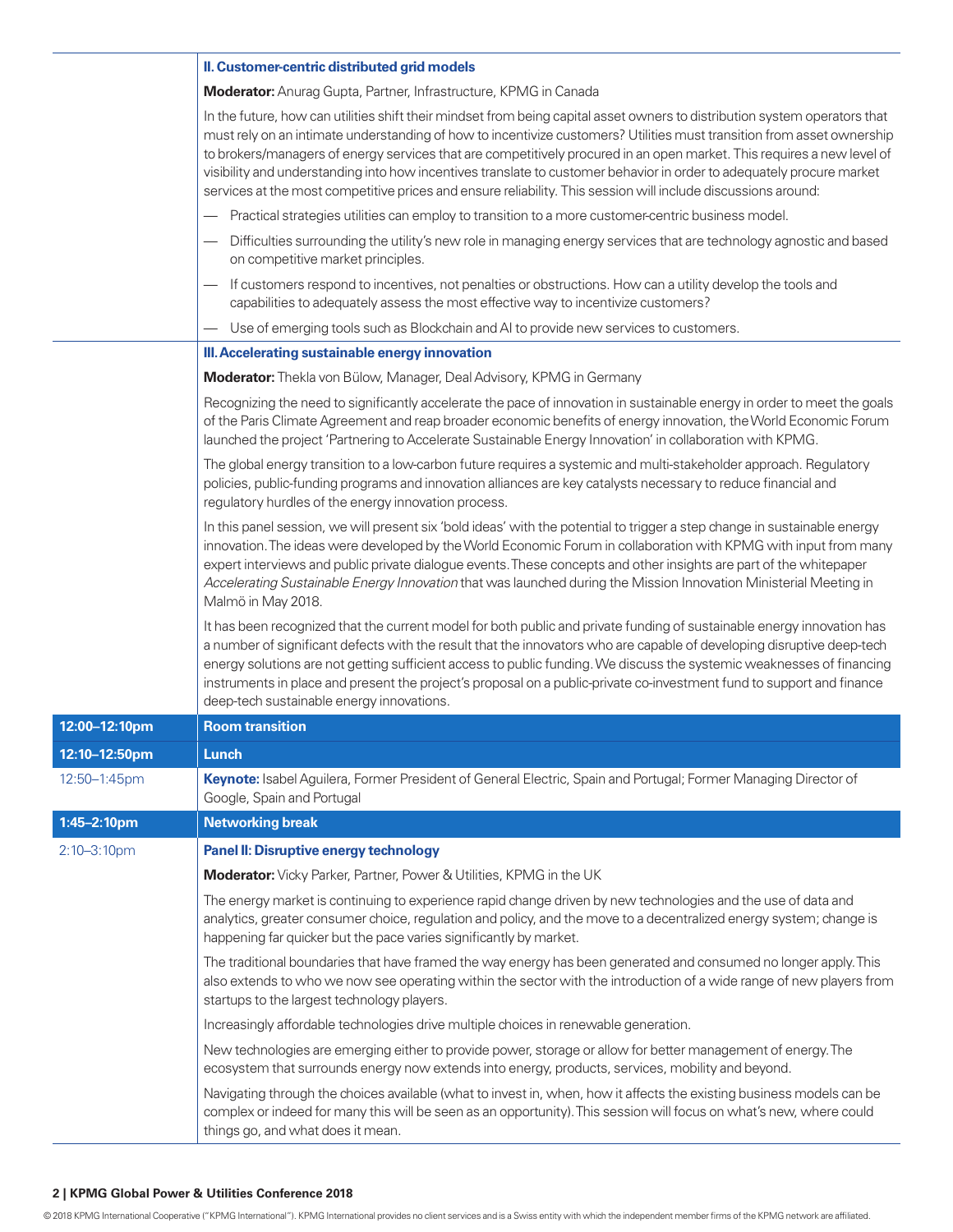### II. Customer-centric distributed grid models

**Moderator:** Anurag Gupta, Partner, Infrastructure, KPMG in Canada

In the future, how can utilities shift their mindset from being capital asset owners to distribution system operators that must rely on an intimate understanding of how to incentivize customers? Utilities must transition from asset ownership to brokers/managers of energy services that are competitively procured in an open market. This requires a new level of visibility and understanding into how incentives translate to customer behavior in order to adequately procure market services at the most competitive prices and ensure reliability. This session will include discussions around:

- Practical strategies utilities can employ to transition to a more customer-centric business model.
- Difficulties surrounding the utility's new role in managing energy services that are technology agnostic and based on competitive market principles.
- If customers respond to incentives, not penalties or obstructions. How can a utility develop the tools and capabilities to adequately assess the most effective way to incentivize customers?
- Use of emerging tools such as Blockchain and AI to provide new services to customers.

### III. Accelerating sustainable energy innovation

**Moderator:** Thekla von Bülow, Manager, Deal Advisory, KPMG in Germany

Recognizing the need to significantly accelerate the pace of innovation in sustainable energy in order to meet the goals of the Paris Climate Agreement and reap broader economic benefits of energy innovation, the World Economic Forum launched the project 'Partnering to Accelerate Sustainable Energy Innovation' in collaboration with KPMG.

The global energy transition to a low-carbon future requires a systemic and multi-stakeholder approach. Regulatory policies, public-funding programs and innovation alliances are key catalysts necessary to reduce financial and regulatory hurdles of the energy innovation process.

In this panel session, we will present six 'bold ideas' with the potential to trigger a step change in sustainable energy innovation. The ideas were developed by the World Economic Forum in collaboration with KPMG with input from many expert interviews and public private dialogue events. These concepts and other insights are part of the whitepaper *Accelerating Sustainable Energy Innovation* that was launched during the Mission Innovation Ministerial Meeting in Malmö in May 2018.

It has been recognized that the current model for both public and private funding of sustainable energy innovation has a number of significant defects with the result that the innovators who are capable of developing disruptive deep-tech energy solutions are not getting sufficient access to public funding. We discuss the systemic weaknesses of financing instruments in place and present the project's proposal on a public-private co-investment fund to support and finance deep-tech sustainable energy innovations.

| | |
|---|---|
| **12:00–12:10pm** | **Room transition** |
| **12:10–12:50pm** | **Lunch** |
| 12:50–1:45pm | **Keynote:** Isabel Aguilera, Former President of General Electric, Spain and Portugal; Former Managing Director of Google, Spain and Portugal |
| **1:45–2:10pm** | **Networking break** |
| 2:10–3:10pm | **Panel II: Disruptive energy technology** |

**Moderator:** Vicky Parker, Partner, Power & Utilities, KPMG in the UK

The energy market is continuing to experience rapid change driven by new technologies and the use of data and analytics, greater consumer choice, regulation and policy, and the move to a decentralized energy system; change is happening far quicker but the pace varies significantly by market.

The traditional boundaries that have framed the way energy has been generated and consumed no longer apply. This also extends to who we now see operating within the sector with the introduction of a wide range of new players from startups to the largest technology players.

Increasingly affordable technologies drive multiple choices in renewable generation.

New technologies are emerging either to provide power, storage or allow for better management of energy. The ecosystem that surrounds energy now extends into energy, products, services, mobility and beyond.

Navigating through the choices available (what to invest in, when, how it affects the existing business models can be complex or indeed for many this will be seen as an opportunity). This session will focus on what's new, where could things go, and what does it mean.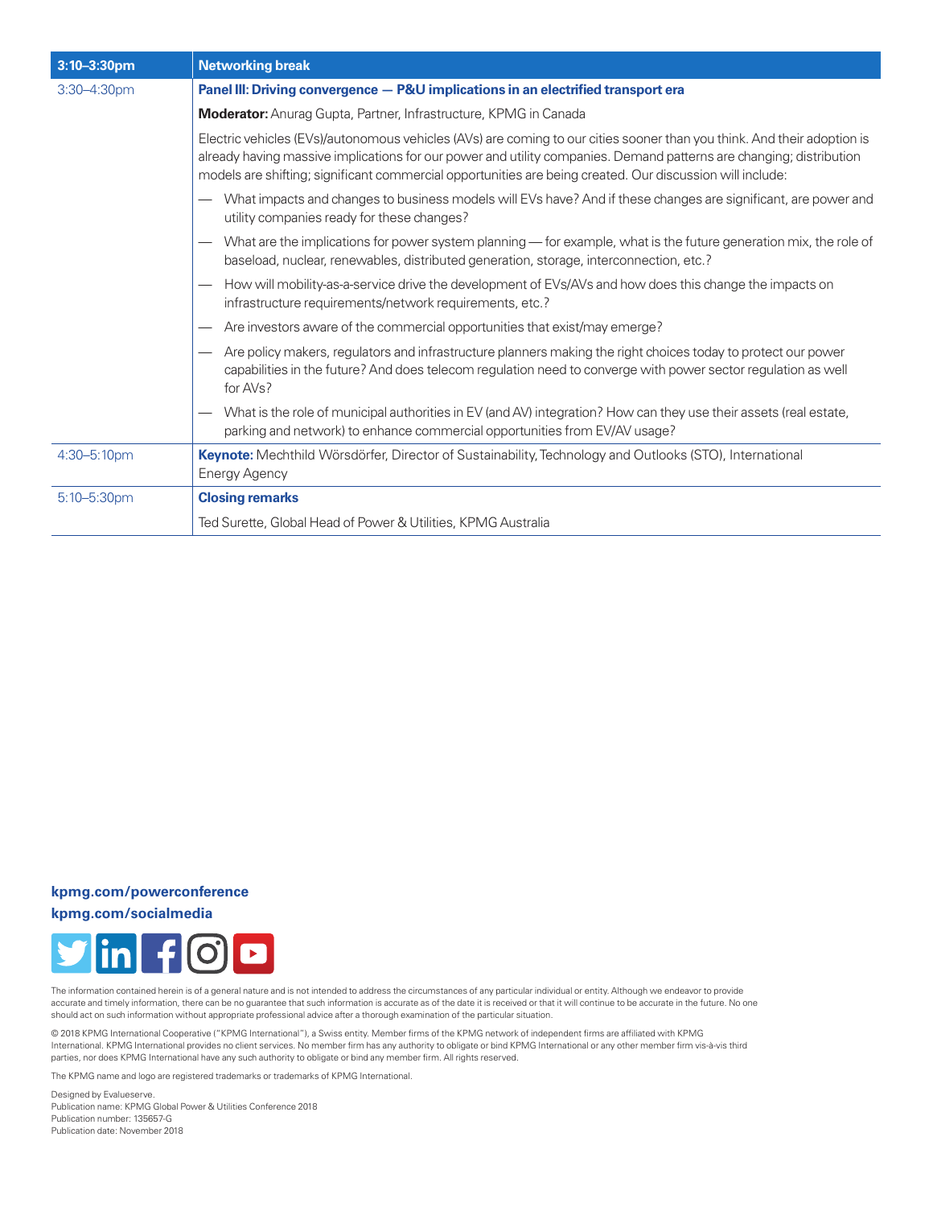| | |
|---|---|
| **3:10–3:30pm** | **Networking break** |
| 3:30–4:30pm | **Panel III: Driving convergence — P&U implications in an electrified transport era** |
| | **Moderator:** Anurag Gupta, Partner, Infrastructure, KPMG in Canada |
| | Electric vehicles (EVs)/autonomous vehicles (AVs) are coming to our cities sooner than you think. And their adoption is already having massive implications for our power and utility companies. Demand patterns are changing; distribution models are shifting; significant commercial opportunities are being created. Our discussion will include: |
| | — What impacts and changes to business models will EVs have? And if these changes are significant, are power and utility companies ready for these changes? |
| | — What are the implications for power system planning — for example, what is the future generation mix, the role of baseload, nuclear, renewables, distributed generation, storage, interconnection, etc.? |
| | — How will mobility-as-a-service drive the development of EVs/AVs and how does this change the impacts on infrastructure requirements/network requirements, etc.? |
| | — Are investors aware of the commercial opportunities that exist/may emerge? |
| | — Are policy makers, regulators and infrastructure planners making the right choices today to protect our power capabilities in the future? And does telecom regulation need to converge with power sector regulation as well for AVs? |
| | — What is the role of municipal authorities in EV (and AV) integration? How can they use their assets (real estate, parking and network) to enhance commercial opportunities from EV/AV usage? |
| 4:30–5:10pm | **Keynote:** Mechthild Wörsdörfer, Director of Sustainability, Technology and Outlooks (STO), International Energy Agency |
| 5:10–5:30pm | **Closing remarks** |
| | Ted Surette, Global Head of Power & Utilities, KPMG Australia |

**kpmg.com/powerconference**

**kpmg.com/socialmedia**

The information contained herein is of a general nature and is not intended to address the circumstances of any particular individual or entity. Although we endeavor to provide accurate and timely information, there can be no guarantee that such information is accurate as of the date it is received or that it will continue to be accurate in the future. No one should act on such information without appropriate professional advice after a thorough examination of the particular situation.

© 2018 KPMG International Cooperative ("KPMG International"), a Swiss entity. Member firms of the KPMG network of independent firms are affiliated with KPMG International. KPMG International provides no client services. No member firm has any authority to obligate or bind KPMG International or any other member firm vis-à-vis third parties, nor does KPMG International have any such authority to obligate or bind any member firm. All rights reserved.

The KPMG name and logo are registered trademarks or trademarks of KPMG International.

Designed by Evalueserve.
Publication name: KPMG Global Power & Utilities Conference 2018
Publication number: 135657-G
Publication date: November 2018